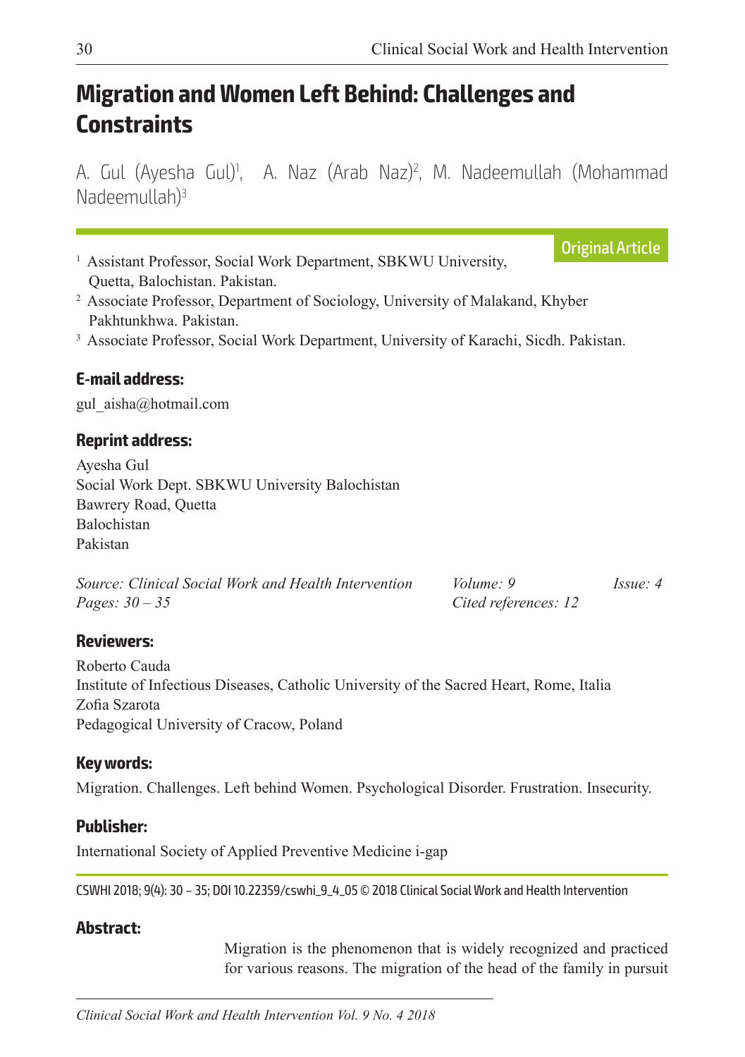# Migration and Women Left Behind: Challenges and Constraints

A. Gul (Ayesha Gul)[1], A. Naz (Arab Naz)[2], M. Nadeemullah (Mohammad Nadeemullah)[3]

Original Article

[1] Assistant Professor, Social Work Department, SBKWU University, Quetta, Balochistan. Pakistan.

[2] Associate Professor, Department of Sociology, University of Malakand, Khyber Pakhtunkhwa. Pakistan.

[3] Associate Professor, Social Work Department, University of Karachi, Sicdh. Pakistan.

### E-mail address:

gul_aisha@hotmail.com

### Reprint address:

Ayesha Gul
Social Work Dept. SBKWU University Balochistan
Bawrery Road, Quetta
Balochistan
Pakistan

*Source: Clinical Social Work and Health Intervention* *Volume: 9* *Issue: 4*
*Pages: 30 – 35* *Cited references: 12*

### Reviewers:

Roberto Cauda
Institute of Infectious Diseases, Catholic University of the Sacred Heart, Rome, Italia
Zofia Szarota
Pedagogical University of Cracow, Poland

### Key words:

Migration. Challenges. Left behind Women. Psychological Disorder. Frustration. Insecurity.

### Publisher:

International Society of Applied Preventive Medicine i-gap

CSWHI 2018; 9(4): 30 – 35; DOI 10.22359/cswhi_9_4_05 © 2018 Clinical Social Work and Health Intervention

### Abstract:

Migration is the phenomenon that is widely recognized and practiced for various reasons. The migration of the head of the family in pursuit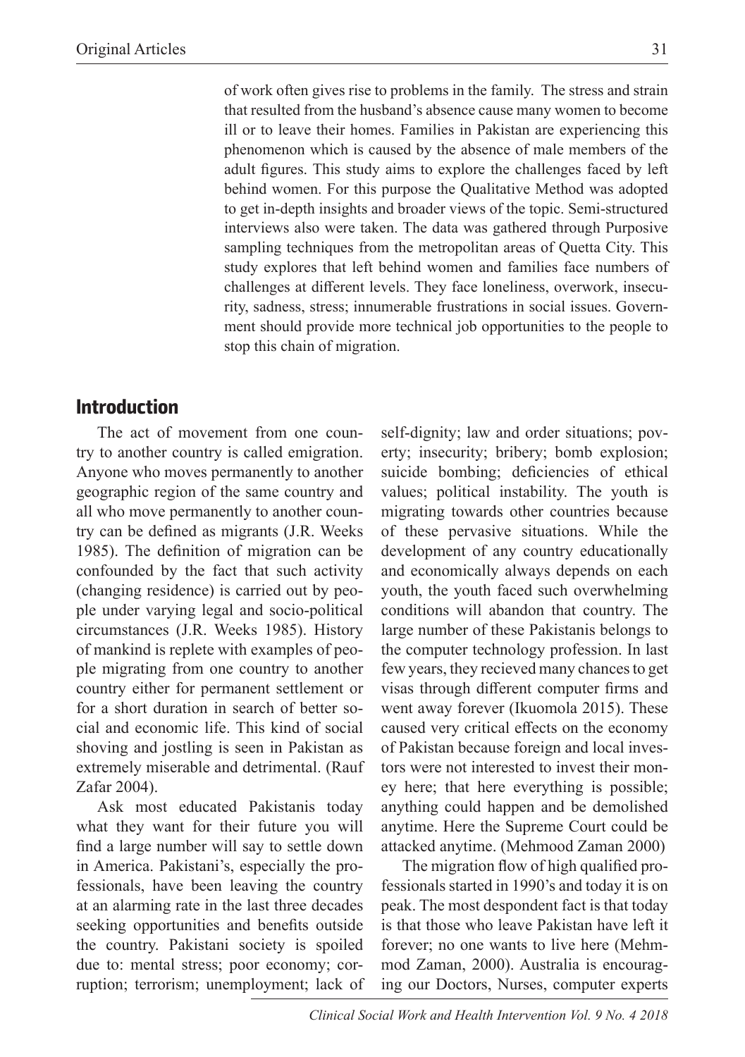of work often gives rise to problems in the family. The stress and strain that resulted from the husband's absence cause many women to become ill or to leave their homes. Families in Pakistan are experiencing this phenomenon which is caused by the absence of male members of the adult figures. This study aims to explore the challenges faced by left behind women. For this purpose the Qualitative Method was adopted to get in-depth insights and broader views of the topic. Semi-structured interviews also were taken. The data was gathered through Purposive sampling techniques from the metropolitan areas of Quetta City. This study explores that left behind women and families face numbers of challenges at different levels. They face loneliness, overwork, insecurity, sadness, stress; innumerable frustrations in social issues. Government should provide more technical job opportunities to the people to stop this chain of migration.

## Introduction

The act of movement from one country to another country is called emigration. Anyone who moves permanently to another geographic region of the same country and all who move permanently to another country can be defined as migrants (J.R. Weeks 1985). The definition of migration can be confounded by the fact that such activity (changing residence) is carried out by people under varying legal and socio-political circumstances (J.R. Weeks 1985). History of mankind is replete with examples of people migrating from one country to another country either for permanent settlement or for a short duration in search of better social and economic life. This kind of social shoving and jostling is seen in Pakistan as extremely miserable and detrimental. (Rauf Zafar 2004).

Ask most educated Pakistanis today what they want for their future you will find a large number will say to settle down in America. Pakistani's, especially the professionals, have been leaving the country at an alarming rate in the last three decades seeking opportunities and benefits outside the country. Pakistani society is spoiled due to: mental stress; poor economy; corruption; terrorism; unemployment; lack of self-dignity; law and order situations; poverty; insecurity; bribery; bomb explosion; suicide bombing; deficiencies of ethical values; political instability. The youth is migrating towards other countries because of these pervasive situations. While the development of any country educationally and economically always depends on each youth, the youth faced such overwhelming conditions will abandon that country. The large number of these Pakistanis belongs to the computer technology profession. In last few years, they recieved many chances to get visas through different computer firms and went away forever (Ikuomola 2015). These caused very critical effects on the economy of Pakistan because foreign and local investors were not interested to invest their money here; that here everything is possible; anything could happen and be demolished anytime. Here the Supreme Court could be attacked anytime. (Mehmood Zaman 2000)

The migration flow of high qualified professionals started in 1990's and today it is on peak. The most despondent fact is that today is that those who leave Pakistan have left it forever; no one wants to live here (Mehmmod Zaman, 2000). Australia is encouraging our Doctors, Nurses, computer experts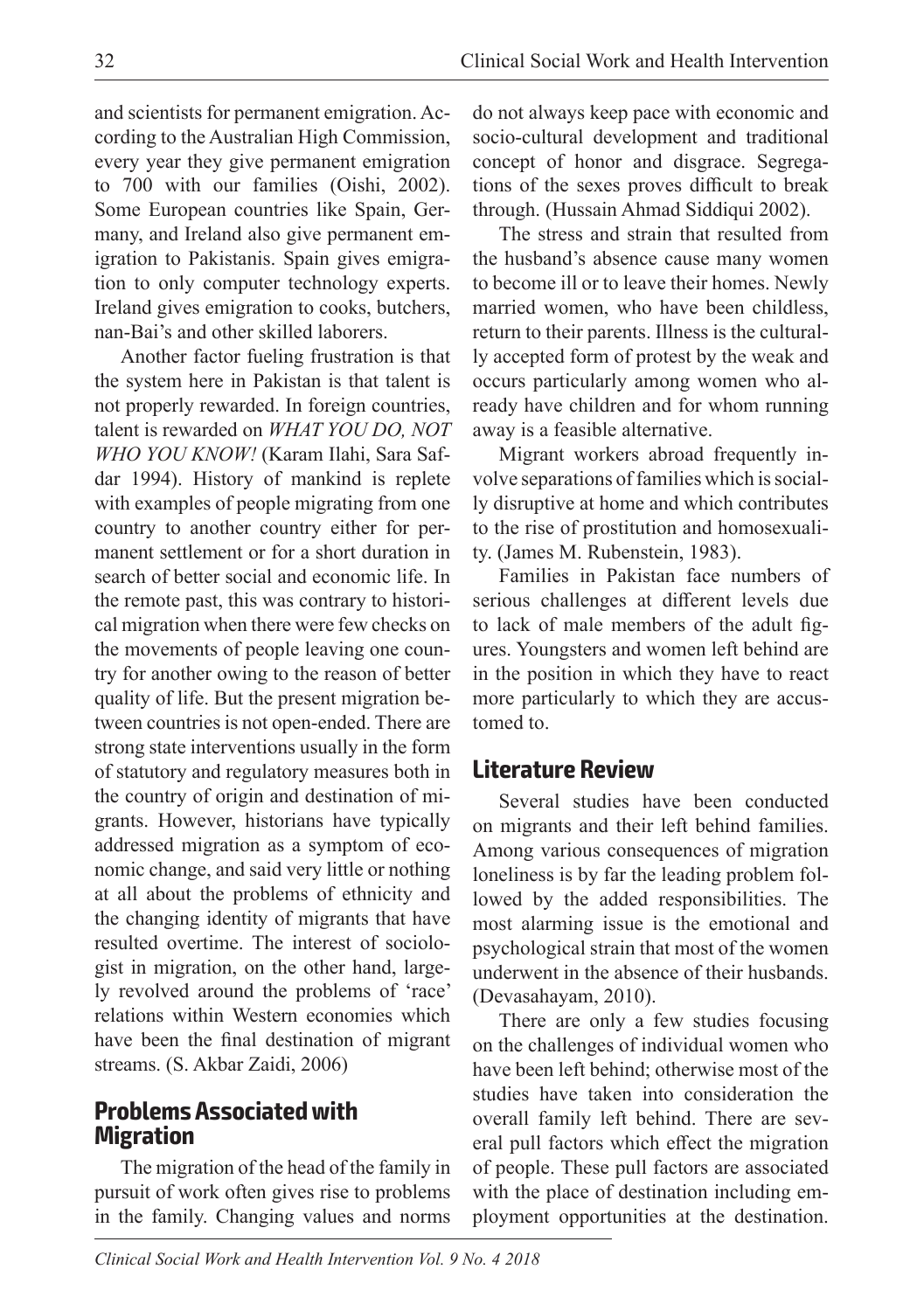and scientists for permanent emigration. According to the Australian High Commission, every year they give permanent emigration to 700 with our families (Oishi, 2002). Some European countries like Spain, Germany, and Ireland also give permanent emigration to Pakistanis. Spain gives emigration to only computer technology experts. Ireland gives emigration to cooks, butchers, nan-Bai's and other skilled laborers.

Another factor fueling frustration is that the system here in Pakistan is that talent is not properly rewarded. In foreign countries, talent is rewarded on *WHAT YOU DO, NOT WHO YOU KNOW!* (Karam Ilahi, Sara Safdar 1994). History of mankind is replete with examples of people migrating from one country to another country either for permanent settlement or for a short duration in search of better social and economic life. In the remote past, this was contrary to historical migration when there were few checks on the movements of people leaving one country for another owing to the reason of better quality of life. But the present migration between countries is not open-ended. There are strong state interventions usually in the form of statutory and regulatory measures both in the country of origin and destination of migrants. However, historians have typically addressed migration as a symptom of economic change, and said very little or nothing at all about the problems of ethnicity and the changing identity of migrants that have resulted overtime. The interest of sociologist in migration, on the other hand, largely revolved around the problems of 'race' relations within Western economies which have been the final destination of migrant streams. (S. Akbar Zaidi, 2006)

## Problems Associated with Migration

The migration of the head of the family in pursuit of work often gives rise to problems in the family. Changing values and norms do not always keep pace with economic and socio-cultural development and traditional concept of honor and disgrace. Segregations of the sexes proves difficult to break through. (Hussain Ahmad Siddiqui 2002).

The stress and strain that resulted from the husband's absence cause many women to become ill or to leave their homes. Newly married women, who have been childless, return to their parents. Illness is the culturally accepted form of protest by the weak and occurs particularly among women who already have children and for whom running away is a feasible alternative.

Migrant workers abroad frequently involve separations of families which is socially disruptive at home and which contributes to the rise of prostitution and homosexuality. (James M. Rubenstein, 1983).

Families in Pakistan face numbers of serious challenges at different levels due to lack of male members of the adult figures. Youngsters and women left behind are in the position in which they have to react more particularly to which they are accustomed to.

## Literature Review

Several studies have been conducted on migrants and their left behind families. Among various consequences of migration loneliness is by far the leading problem followed by the added responsibilities. The most alarming issue is the emotional and psychological strain that most of the women underwent in the absence of their husbands. (Devasahayam, 2010).

There are only a few studies focusing on the challenges of individual women who have been left behind; otherwise most of the studies have taken into consideration the overall family left behind. There are several pull factors which effect the migration of people. These pull factors are associated with the place of destination including employment opportunities at the destination.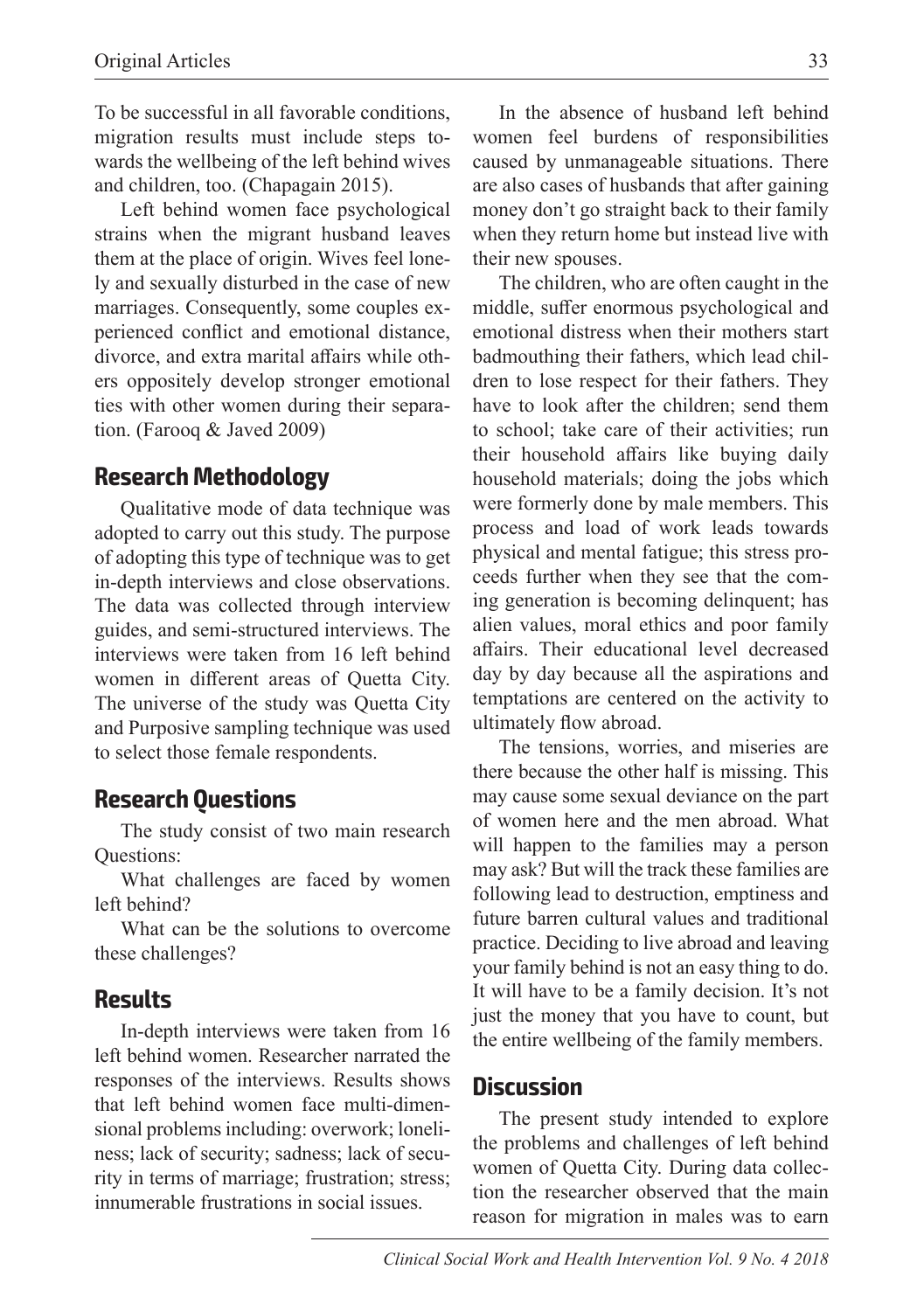To be successful in all favorable conditions, migration results must include steps towards the wellbeing of the left behind wives and children, too. (Chapagain 2015).

Left behind women face psychological strains when the migrant husband leaves them at the place of origin. Wives feel lonely and sexually disturbed in the case of new marriages. Consequently, some couples experienced conflict and emotional distance, divorce, and extra marital affairs while others oppositely develop stronger emotional ties with other women during their separation. (Farooq & Javed 2009)

## Research Methodology

Qualitative mode of data technique was adopted to carry out this study. The purpose of adopting this type of technique was to get in-depth interviews and close observations. The data was collected through interview guides, and semi-structured interviews. The interviews were taken from 16 left behind women in different areas of Quetta City. The universe of the study was Quetta City and Purposive sampling technique was used to select those female respondents.

## Research Questions

The study consist of two main research Questions:

What challenges are faced by women left behind?

What can be the solutions to overcome these challenges?

## Results

In-depth interviews were taken from 16 left behind women. Researcher narrated the responses of the interviews. Results shows that left behind women face multi-dimensional problems including: overwork; loneliness; lack of security; sadness; lack of security in terms of marriage; frustration; stress; innumerable frustrations in social issues.

In the absence of husband left behind women feel burdens of responsibilities caused by unmanageable situations. There are also cases of husbands that after gaining money don't go straight back to their family when they return home but instead live with their new spouses.

The children, who are often caught in the middle, suffer enormous psychological and emotional distress when their mothers start badmouthing their fathers, which lead children to lose respect for their fathers. They have to look after the children; send them to school; take care of their activities; run their household affairs like buying daily household materials; doing the jobs which were formerly done by male members. This process and load of work leads towards physical and mental fatigue; this stress proceeds further when they see that the coming generation is becoming delinquent; has alien values, moral ethics and poor family affairs. Their educational level decreased day by day because all the aspirations and temptations are centered on the activity to ultimately flow abroad.

The tensions, worries, and miseries are there because the other half is missing. This may cause some sexual deviance on the part of women here and the men abroad. What will happen to the families may a person may ask? But will the track these families are following lead to destruction, emptiness and future barren cultural values and traditional practice. Deciding to live abroad and leaving your family behind is not an easy thing to do. It will have to be a family decision. It's not just the money that you have to count, but the entire wellbeing of the family members.

## Discussion

The present study intended to explore the problems and challenges of left behind women of Quetta City. During data collection the researcher observed that the main reason for migration in males was to earn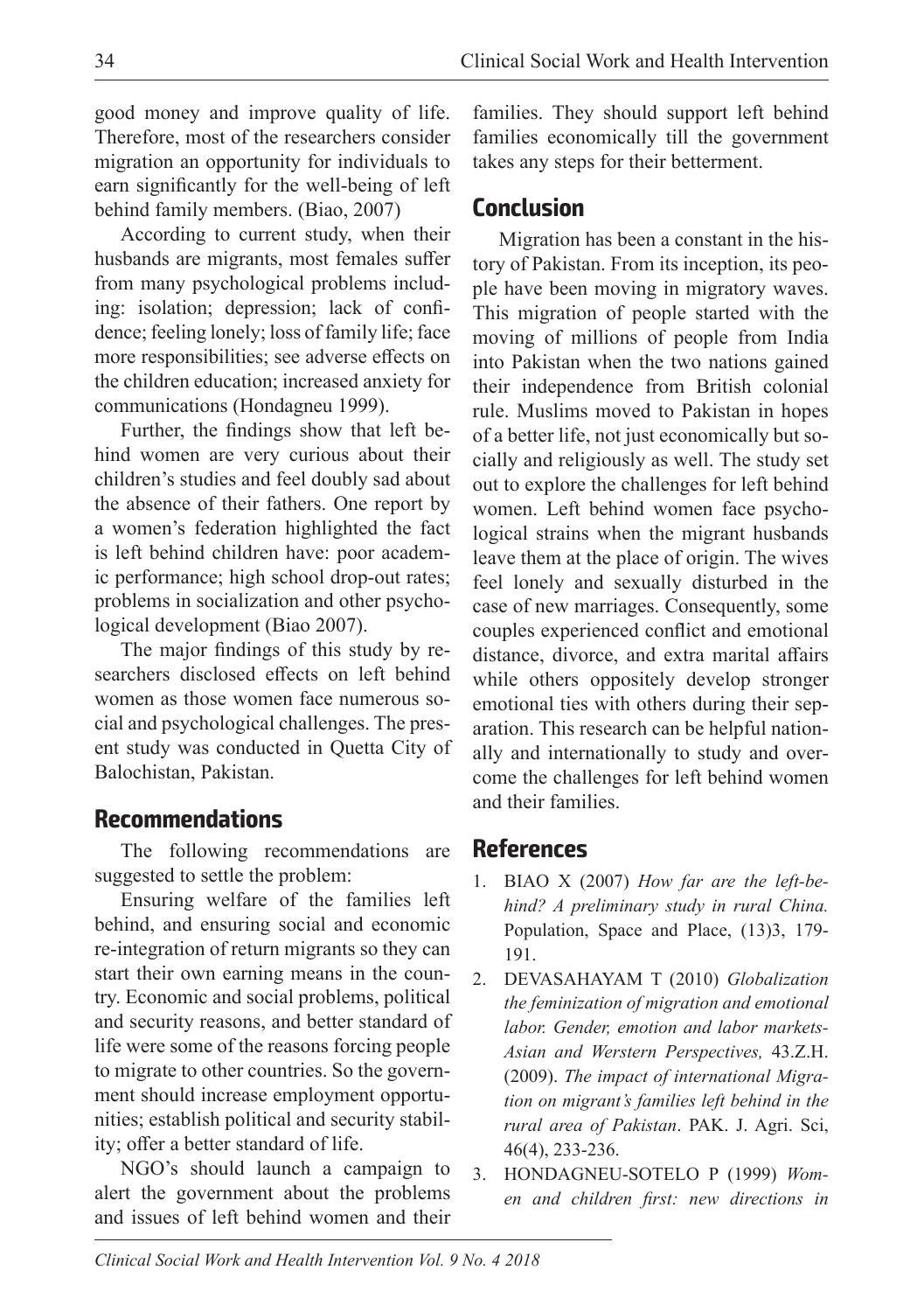good money and improve quality of life. Therefore, most of the researchers consider migration an opportunity for individuals to earn significantly for the well-being of left behind family members. (Biao, 2007)

According to current study, when their husbands are migrants, most females suffer from many psychological problems including: isolation; depression; lack of confidence; feeling lonely; loss of family life; face more responsibilities; see adverse effects on the children education; increased anxiety for communications (Hondagneu 1999).

Further, the findings show that left behind women are very curious about their children's studies and feel doubly sad about the absence of their fathers. One report by a women's federation highlighted the fact is left behind children have: poor academic performance; high school drop-out rates; problems in socialization and other psychological development (Biao 2007).

The major findings of this study by researchers disclosed effects on left behind women as those women face numerous social and psychological challenges. The present study was conducted in Quetta City of Balochistan, Pakistan.

## Recommendations

The following recommendations are suggested to settle the problem:

Ensuring welfare of the families left behind, and ensuring social and economic re-integration of return migrants so they can start their own earning means in the country. Economic and social problems, political and security reasons, and better standard of life were some of the reasons forcing people to migrate to other countries. So the government should increase employment opportunities; establish political and security stability; offer a better standard of life.

NGO's should launch a campaign to alert the government about the problems and issues of left behind women and their families. They should support left behind families economically till the government takes any steps for their betterment.

## Conclusion

Migration has been a constant in the history of Pakistan. From its inception, its people have been moving in migratory waves. This migration of people started with the moving of millions of people from India into Pakistan when the two nations gained their independence from British colonial rule. Muslims moved to Pakistan in hopes of a better life, not just economically but socially and religiously as well. The study set out to explore the challenges for left behind women. Left behind women face psychological strains when the migrant husbands leave them at the place of origin. The wives feel lonely and sexually disturbed in the case of new marriages. Consequently, some couples experienced conflict and emotional distance, divorce, and extra marital affairs while others oppositely develop stronger emotional ties with others during their separation. This research can be helpful nationally and internationally to study and overcome the challenges for left behind women and their families.

## References

1. BIAO X (2007) *How far are the left-behind? A preliminary study in rural China.* Population, Space and Place, (13)3, 179-191.
2. DEVASAHAYAM T (2010) *Globalization the feminization of migration and emotional labor. Gender, emotion and labor markets-Asian and Werstern Perspectives,* 43.Z.H. (2009). *The impact of international Migration on migrant's families left behind in the rural area of Pakistan*. PAK. J. Agri. Sci, 46(4), 233-236.
3. HONDAGNEU-SOTELO P (1999) *Women and children first: new directions in*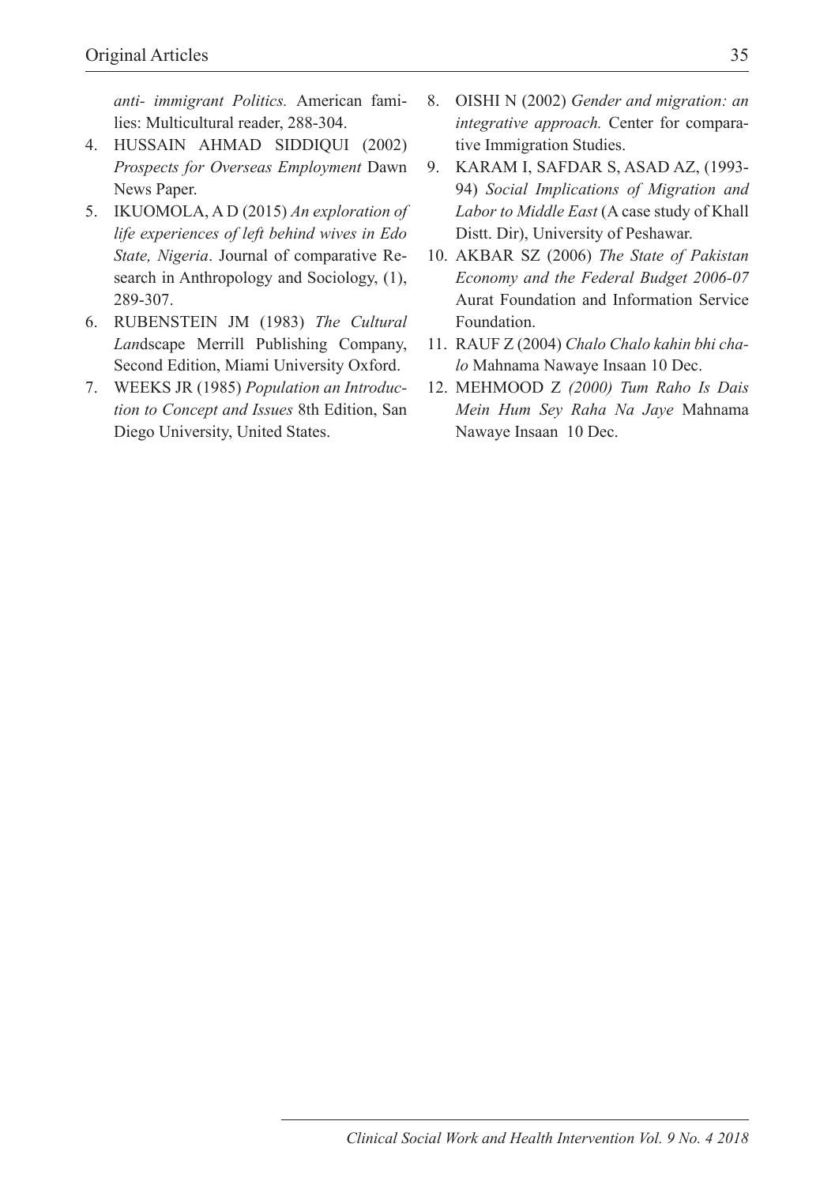*anti- immigrant Politics.* American families: Multicultural reader, 288-304.

4. HUSSAIN AHMAD SIDDIQUI (2002) *Prospects for Overseas Employment* Dawn News Paper.
5. IKUOMOLA, A D (2015) *An exploration of life experiences of left behind wives in Edo State, Nigeria*. Journal of comparative Research in Anthropology and Sociology, (1), 289-307.
6. RUBENSTEIN JM (1983) *The Cultural Lan*dscape Merrill Publishing Company, Second Edition, Miami University Oxford.
7. WEEKS JR (1985) *Population an Introduction to Concept and Issues* 8th Edition, San Diego University, United States.
8. OISHI N (2002) *Gender and migration: an integrative approach.* Center for comparative Immigration Studies.
9. KARAM I, SAFDAR S, ASAD AZ, (1993-94) *Social Implications of Migration and Labor to Middle East* (A case study of Khall Distt. Dir), University of Peshawar.
10. AKBAR SZ (2006) *The State of Pakistan Economy and the Federal Budget 2006-07* Aurat Foundation and Information Service Foundation.
11. RAUF Z (2004) *Chalo Chalo kahin bhi chalo* Mahnama Nawaye Insaan 10 Dec.
12. MEHMOOD Z *(2000) Tum Raho Is Dais Mein Hum Sey Raha Na Jaye* Mahnama Nawaye Insaan 10 Dec.